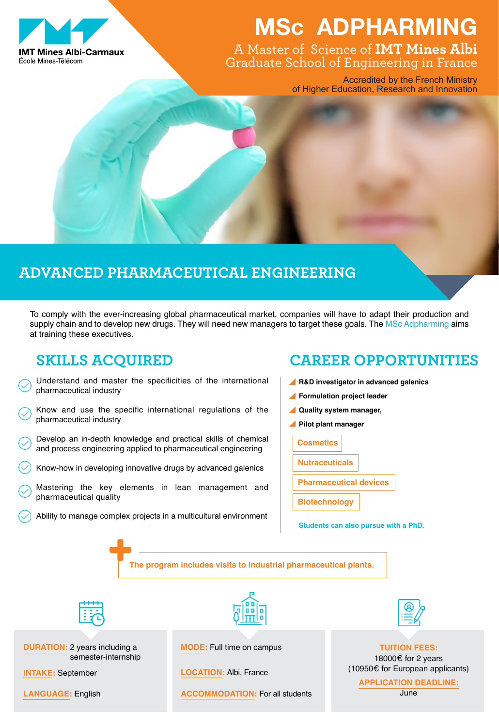IMT Mines Albi-Carmaux
École Mines-Télécom

# MSc ADPHARMING

A Master of Science of **IMT Mines Albi** Graduate School of Engineering in France

Accredited by the French Ministry of Higher Education, Research and Innovation

## ADVANCED PHARMACEUTICAL ENGINEERING

To comply with the ever-increasing global pharmaceutical market, companies will have to adapt their production and supply chain and to develop new drugs. They will need new managers to target these goals. The MSc Adpharming aims at training these executives.

## SKILLS ACQUIRED

- Understand and master the specificities of the international pharmaceutical industry
- Know and use the specific international regulations of the pharmaceutical industry
- Develop an in-depth knowledge and practical skills of chemical and process engineering applied to pharmaceutical engineering
- Know-how in developing innovative drugs by advanced galenics
- Mastering the key elements in lean management and pharmaceutical quality
- Ability to manage complex projects in a multicultural environment

## CAREER OPPORTUNITIES

- **R&D investigator in advanced galenics**
- **Formulation project leader**
- **Quality system manager,**
- **Pilot plant manager**

**Cosmetics**

**Nutraceuticals**

**Pharmaceutical devices**

**Biotechnology**

**Students can also pursue with a PhD.**

**The program includes visits to industrial pharmaceutical plants.**

**DURATION:** 2 years including a semester-internship

**INTAKE:** September

**LANGUAGE:** English

**MODE:** Full time on campus

**LOCATION:** Albi, France

**ACCOMMODATION:** For all students

**TUITION FEES:**
18000€ for 2 years
(10950€ for European applicants)

**APPLICATION DEADLINE:**
June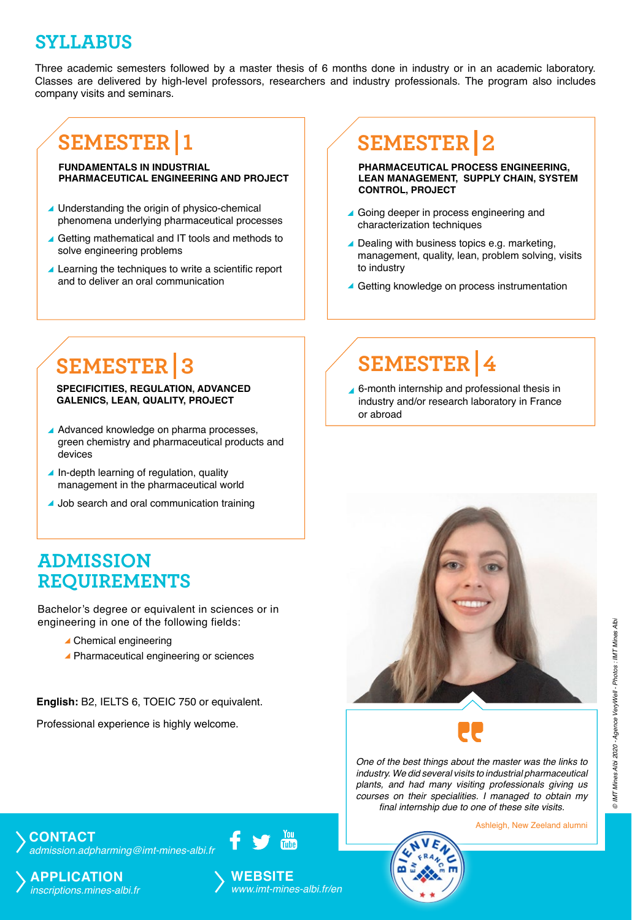## SYLLABUS

Three academic semesters followed by a master thesis of 6 months done in industry or in an academic laboratory. Classes are delivered by high-level professors, researchers and industry professionals. The program also includes company visits and seminars.

### SEMESTER | 1

**FUNDAMENTALS IN INDUSTRIAL PHARMACEUTICAL ENGINEERING AND PROJECT**

- Understanding the origin of physico-chemical phenomena underlying pharmaceutical processes
- Getting mathematical and IT tools and methods to solve engineering problems
- Learning the techniques to write a scientific report and to deliver an oral communication

### SEMESTER | 2

**PHARMACEUTICAL PROCESS ENGINEERING, LEAN MANAGEMENT, SUPPLY CHAIN, SYSTEM CONTROL, PROJECT**

- Going deeper in process engineering and characterization techniques
- Dealing with business topics e.g. marketing, management, quality, lean, problem solving, visits to industry
- Getting knowledge on process instrumentation

### SEMESTER | 3

**SPECIFICITIES, REGULATION, ADVANCED GALENICS, LEAN, QUALITY, PROJECT**

- Advanced knowledge on pharma processes, green chemistry and pharmaceutical products and devices
- In-depth learning of regulation, quality management in the pharmaceutical world
- Job search and oral communication training

### SEMESTER | 4

- 6-month internship and professional thesis in industry and/or research laboratory in France or abroad

## ADMISSION REQUIREMENTS

Bachelor's degree or equivalent in sciences or in engineering in one of the following fields:

- Chemical engineering
- Pharmaceutical engineering or sciences

**English:** B2, IELTS 6, TOEIC 750 or equivalent.

Professional experience is highly welcome.

*One of the best things about the master was the links to industry. We did several visits to industrial pharmaceutical plants, and had many visiting professionals giving us courses on their specialities. I managed to obtain my final internship due to one of these site visits.*

Ashleigh, New Zeeland alumni

**CONTACT**
*admission.adpharming@imt-mines-albi.fr*

**APPLICATION**
*inscriptions.mines-albi.fr*

**WEBSITE**
*www.imt-mines-albi.fr/en*

© IMT Mines Albi 2020 - Agence VeryWell - Photos : IMT Mines Albi